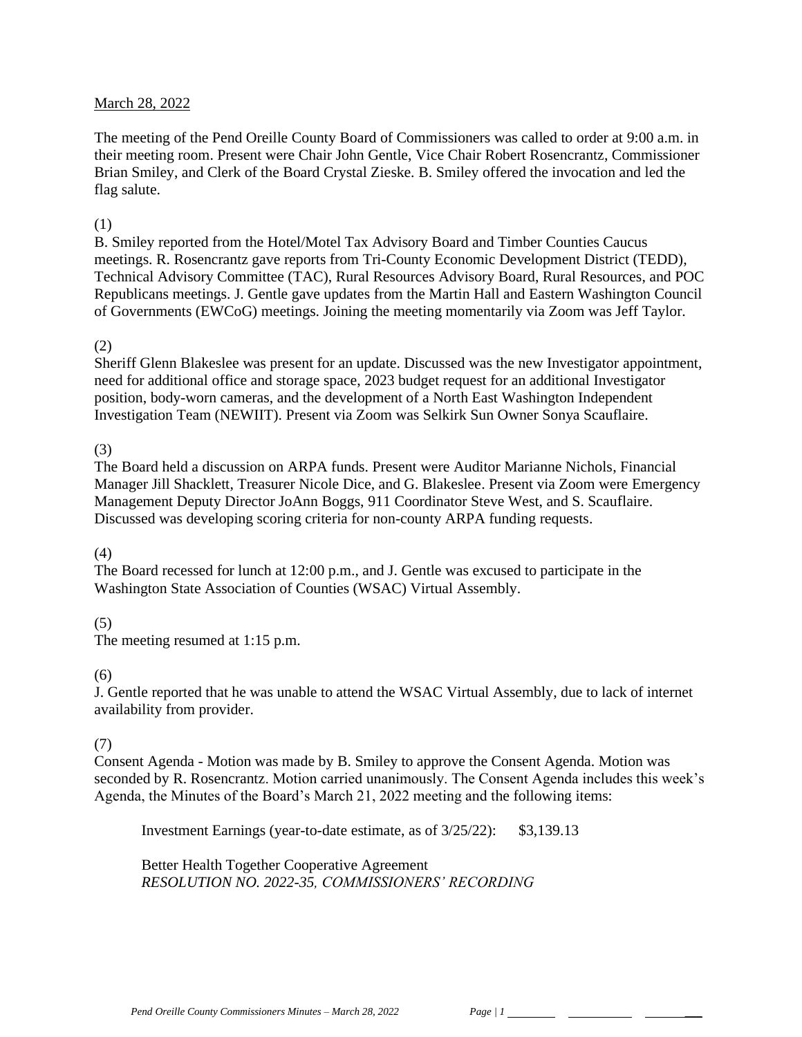March 28, 2022

The meeting of the Pend Oreille County Board of Commissioners was called to order at 9:00 a.m. in their meeting room. Present were Chair John Gentle, Vice Chair Robert Rosencrantz, Commissioner Brian Smiley, and Clerk of the Board Crystal Zieske. B. Smiley offered the invocation and led the flag salute.

(1)
B. Smiley reported from the Hotel/Motel Tax Advisory Board and Timber Counties Caucus meetings. R. Rosencrantz gave reports from Tri-County Economic Development District (TEDD), Technical Advisory Committee (TAC), Rural Resources Advisory Board, Rural Resources, and POC Republicans meetings. J. Gentle gave updates from the Martin Hall and Eastern Washington Council of Governments (EWCoG) meetings. Joining the meeting momentarily via Zoom was Jeff Taylor.

(2)
Sheriff Glenn Blakeslee was present for an update. Discussed was the new Investigator appointment, need for additional office and storage space, 2023 budget request for an additional Investigator position, body-worn cameras, and the development of a North East Washington Independent Investigation Team (NEWIIT). Present via Zoom was Selkirk Sun Owner Sonya Scauflaire.

(3)
The Board held a discussion on ARPA funds. Present were Auditor Marianne Nichols, Financial Manager Jill Shacklett, Treasurer Nicole Dice, and G. Blakeslee. Present via Zoom were Emergency Management Deputy Director JoAnn Boggs, 911 Coordinator Steve West, and S. Scauflaire. Discussed was developing scoring criteria for non-county ARPA funding requests.

(4)
The Board recessed for lunch at 12:00 p.m., and J. Gentle was excused to participate in the Washington State Association of Counties (WSAC) Virtual Assembly.

(5)
The meeting resumed at 1:15 p.m.

(6)
J. Gentle reported that he was unable to attend the WSAC Virtual Assembly, due to lack of internet availability from provider.

(7)
Consent Agenda - Motion was made by B. Smiley to approve the Consent Agenda. Motion was seconded by R. Rosencrantz. Motion carried unanimously. The Consent Agenda includes this week's Agenda, the Minutes of the Board's March 21, 2022 meeting and the following items:

Investment Earnings (year-to-date estimate, as of 3/25/22): $3,139.13

Better Health Together Cooperative Agreement
*RESOLUTION NO. 2022-35, COMMISSIONERS' RECORDING*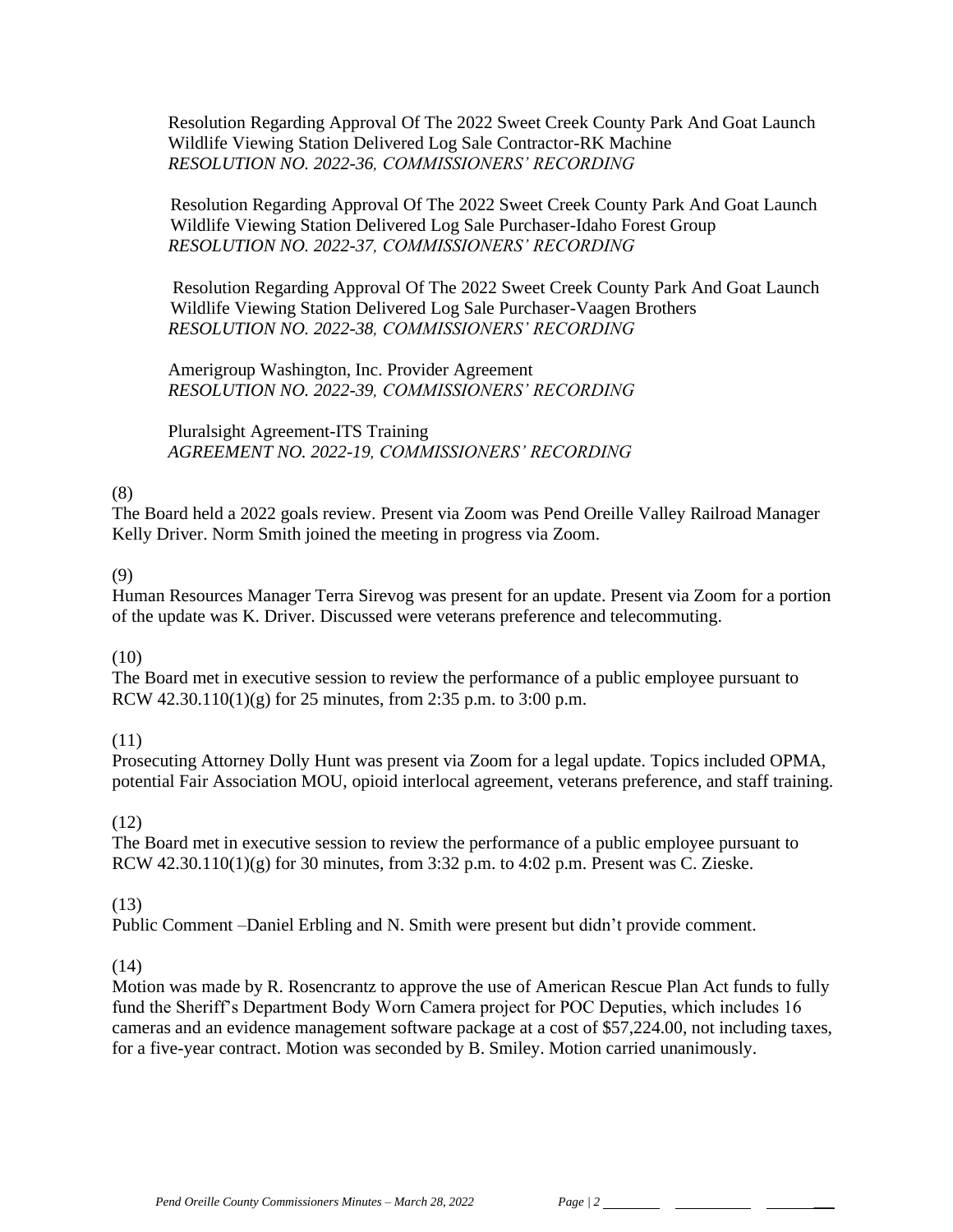Resolution Regarding Approval Of The 2022 Sweet Creek County Park And Goat Launch Wildlife Viewing Station Delivered Log Sale Contractor-RK Machine
*RESOLUTION NO. 2022-36, COMMISSIONERS' RECORDING*

Resolution Regarding Approval Of The 2022 Sweet Creek County Park And Goat Launch Wildlife Viewing Station Delivered Log Sale Purchaser-Idaho Forest Group
*RESOLUTION NO. 2022-37, COMMISSIONERS' RECORDING*

Resolution Regarding Approval Of The 2022 Sweet Creek County Park And Goat Launch Wildlife Viewing Station Delivered Log Sale Purchaser-Vaagen Brothers
*RESOLUTION NO. 2022-38, COMMISSIONERS' RECORDING*

Amerigroup Washington, Inc. Provider Agreement
*RESOLUTION NO. 2022-39, COMMISSIONERS' RECORDING*

Pluralsight Agreement-ITS Training
*AGREEMENT NO. 2022-19, COMMISSIONERS' RECORDING*

(8)
The Board held a 2022 goals review. Present via Zoom was Pend Oreille Valley Railroad Manager Kelly Driver. Norm Smith joined the meeting in progress via Zoom.

(9)
Human Resources Manager Terra Sirevog was present for an update. Present via Zoom for a portion of the update was K. Driver. Discussed were veterans preference and telecommuting.

(10)
The Board met in executive session to review the performance of a public employee pursuant to RCW 42.30.110(1)(g) for 25 minutes, from 2:35 p.m. to 3:00 p.m.

(11)
Prosecuting Attorney Dolly Hunt was present via Zoom for a legal update. Topics included OPMA, potential Fair Association MOU, opioid interlocal agreement, veterans preference, and staff training.

(12)
The Board met in executive session to review the performance of a public employee pursuant to RCW 42.30.110(1)(g) for 30 minutes, from 3:32 p.m. to 4:02 p.m. Present was C. Zieske.

(13)
Public Comment –Daniel Erbling and N. Smith were present but didn't provide comment.

(14)
Motion was made by R. Rosencrantz to approve the use of American Rescue Plan Act funds to fully fund the Sheriff's Department Body Worn Camera project for POC Deputies, which includes 16 cameras and an evidence management software package at a cost of $57,224.00, not including taxes, for a five-year contract. Motion was seconded by B. Smiley. Motion carried unanimously.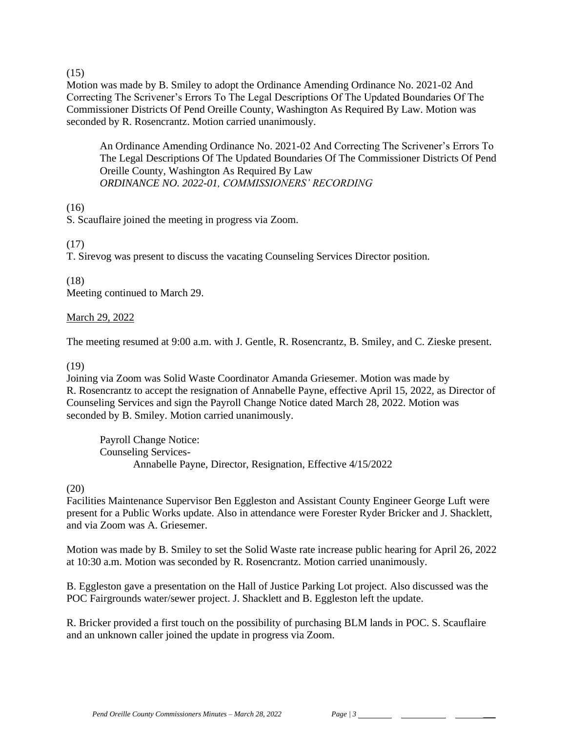(15)
Motion was made by B. Smiley to adopt the Ordinance Amending Ordinance No. 2021-02 And Correcting The Scrivener's Errors To The Legal Descriptions Of The Updated Boundaries Of The Commissioner Districts Of Pend Oreille County, Washington As Required By Law. Motion was seconded by R. Rosencrantz. Motion carried unanimously.

> An Ordinance Amending Ordinance No. 2021-02 And Correcting The Scrivener's Errors To The Legal Descriptions Of The Updated Boundaries Of The Commissioner Districts Of Pend Oreille County, Washington As Required By Law
> *ORDINANCE NO. 2022-01, COMMISSIONERS' RECORDING*

(16)
S. Scauflaire joined the meeting in progress via Zoom.

(17)
T. Sirevog was present to discuss the vacating Counseling Services Director position.

(18)
Meeting continued to March 29.

<u>March 29, 2022</u>

The meeting resumed at 9:00 a.m. with J. Gentle, R. Rosencrantz, B. Smiley, and C. Zieske present.

(19)
Joining via Zoom was Solid Waste Coordinator Amanda Griesemer. Motion was made by R. Rosencrantz to accept the resignation of Annabelle Payne, effective April 15, 2022, as Director of Counseling Services and sign the Payroll Change Notice dated March 28, 2022. Motion was seconded by B. Smiley. Motion carried unanimously.

> Payroll Change Notice:
> Counseling Services-
> Annabelle Payne, Director, Resignation, Effective 4/15/2022

(20)
Facilities Maintenance Supervisor Ben Eggleston and Assistant County Engineer George Luft were present for a Public Works update. Also in attendance were Forester Ryder Bricker and J. Shacklett, and via Zoom was A. Griesemer.

Motion was made by B. Smiley to set the Solid Waste rate increase public hearing for April 26, 2022 at 10:30 a.m. Motion was seconded by R. Rosencrantz. Motion carried unanimously.

B. Eggleston gave a presentation on the Hall of Justice Parking Lot project. Also discussed was the POC Fairgrounds water/sewer project. J. Shacklett and B. Eggleston left the update.

R. Bricker provided a first touch on the possibility of purchasing BLM lands in POC. S. Scauflaire and an unknown caller joined the update in progress via Zoom.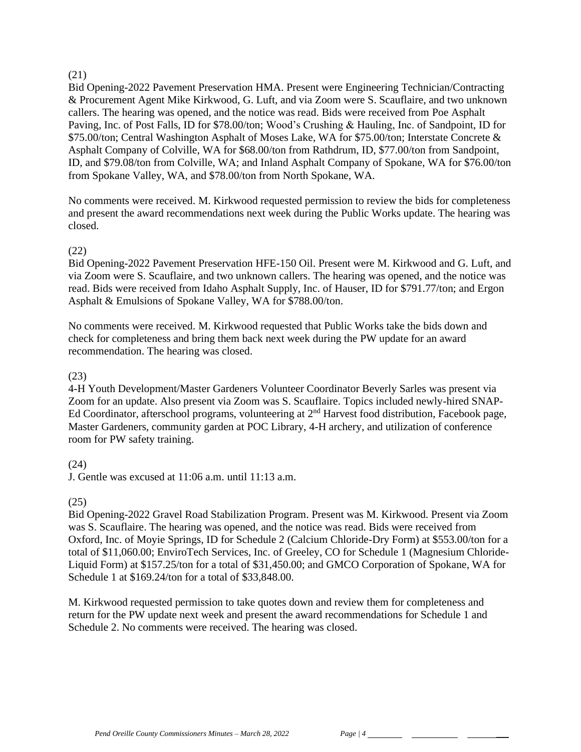(21)
Bid Opening-2022 Pavement Preservation HMA. Present were Engineering Technician/Contracting & Procurement Agent Mike Kirkwood, G. Luft, and via Zoom were S. Scauflaire, and two unknown callers. The hearing was opened, and the notice was read. Bids were received from Poe Asphalt Paving, Inc. of Post Falls, ID for $78.00/ton; Wood's Crushing & Hauling, Inc. of Sandpoint, ID for $75.00/ton; Central Washington Asphalt of Moses Lake, WA for $75.00/ton; Interstate Concrete & Asphalt Company of Colville, WA for $68.00/ton from Rathdrum, ID, $77.00/ton from Sandpoint, ID, and $79.08/ton from Colville, WA; and Inland Asphalt Company of Spokane, WA for $76.00/ton from Spokane Valley, WA, and $78.00/ton from North Spokane, WA.

No comments were received. M. Kirkwood requested permission to review the bids for completeness and present the award recommendations next week during the Public Works update. The hearing was closed.

(22)
Bid Opening-2022 Pavement Preservation HFE-150 Oil. Present were M. Kirkwood and G. Luft, and via Zoom were S. Scauflaire, and two unknown callers. The hearing was opened, and the notice was read. Bids were received from Idaho Asphalt Supply, Inc. of Hauser, ID for $791.77/ton; and Ergon Asphalt & Emulsions of Spokane Valley, WA for $788.00/ton.

No comments were received. M. Kirkwood requested that Public Works take the bids down and check for completeness and bring them back next week during the PW update for an award recommendation. The hearing was closed.

(23)
4-H Youth Development/Master Gardeners Volunteer Coordinator Beverly Sarles was present via Zoom for an update. Also present via Zoom was S. Scauflaire. Topics included newly-hired SNAP-Ed Coordinator, afterschool programs, volunteering at 2nd Harvest food distribution, Facebook page, Master Gardeners, community garden at POC Library, 4-H archery, and utilization of conference room for PW safety training.

(24)
J. Gentle was excused at 11:06 a.m. until 11:13 a.m.

(25)
Bid Opening-2022 Gravel Road Stabilization Program. Present was M. Kirkwood. Present via Zoom was S. Scauflaire. The hearing was opened, and the notice was read. Bids were received from Oxford, Inc. of Moyie Springs, ID for Schedule 2 (Calcium Chloride-Dry Form) at $553.00/ton for a total of $11,060.00; EnviroTech Services, Inc. of Greeley, CO for Schedule 1 (Magnesium Chloride-Liquid Form) at $157.25/ton for a total of $31,450.00; and GMCO Corporation of Spokane, WA for Schedule 1 at $169.24/ton for a total of $33,848.00.

M. Kirkwood requested permission to take quotes down and review them for completeness and return for the PW update next week and present the award recommendations for Schedule 1 and Schedule 2. No comments were received. The hearing was closed.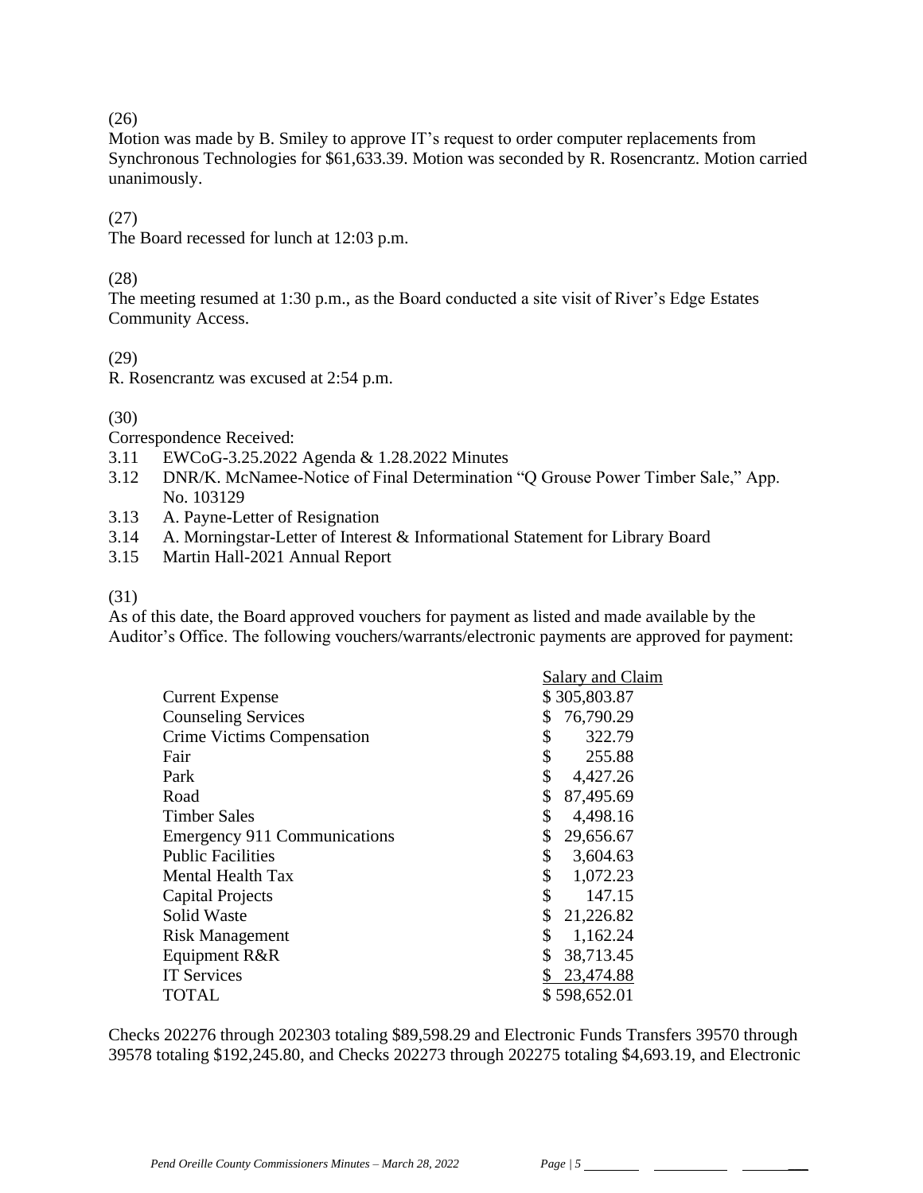(26)
Motion was made by B. Smiley to approve IT's request to order computer replacements from Synchronous Technologies for $61,633.39. Motion was seconded by R. Rosencrantz. Motion carried unanimously.

(27)
The Board recessed for lunch at 12:03 p.m.

(28)
The meeting resumed at 1:30 p.m., as the Board conducted a site visit of River's Edge Estates Community Access.

(29)
R. Rosencrantz was excused at 2:54 p.m.

(30)
Correspondence Received:

- 3.11 EWCoG-3.25.2022 Agenda & 1.28.2022 Minutes
- 3.12 DNR/K. McNamee-Notice of Final Determination "Q Grouse Power Timber Sale," App. No. 103129
- 3.13 A. Payne-Letter of Resignation
- 3.14 A. Morningstar-Letter of Interest & Informational Statement for Library Board
- 3.15 Martin Hall-2021 Annual Report

(31)
As of this date, the Board approved vouchers for payment as listed and made available by the Auditor's Office. The following vouchers/warrants/electronic payments are approved for payment:

| | Salary and Claim |
|---|---|
| Current Expense | $ 305,803.87 |
| Counseling Services | $ 76,790.29 |
| Crime Victims Compensation | $ 322.79 |
| Fair | $ 255.88 |
| Park | $ 4,427.26 |
| Road | $ 87,495.69 |
| Timber Sales | $ 4,498.16 |
| Emergency 911 Communications | $ 29,656.67 |
| Public Facilities | $ 3,604.63 |
| Mental Health Tax | $ 1,072.23 |
| Capital Projects | $ 147.15 |
| Solid Waste | $ 21,226.82 |
| Risk Management | $ 1,162.24 |
| Equipment R&R | $ 38,713.45 |
| IT Services | $ 23,474.88 |
| TOTAL | $ 598,652.01 |

Checks 202276 through 202303 totaling $89,598.29 and Electronic Funds Transfers 39570 through 39578 totaling $192,245.80, and Checks 202273 through 202275 totaling $4,693.19, and Electronic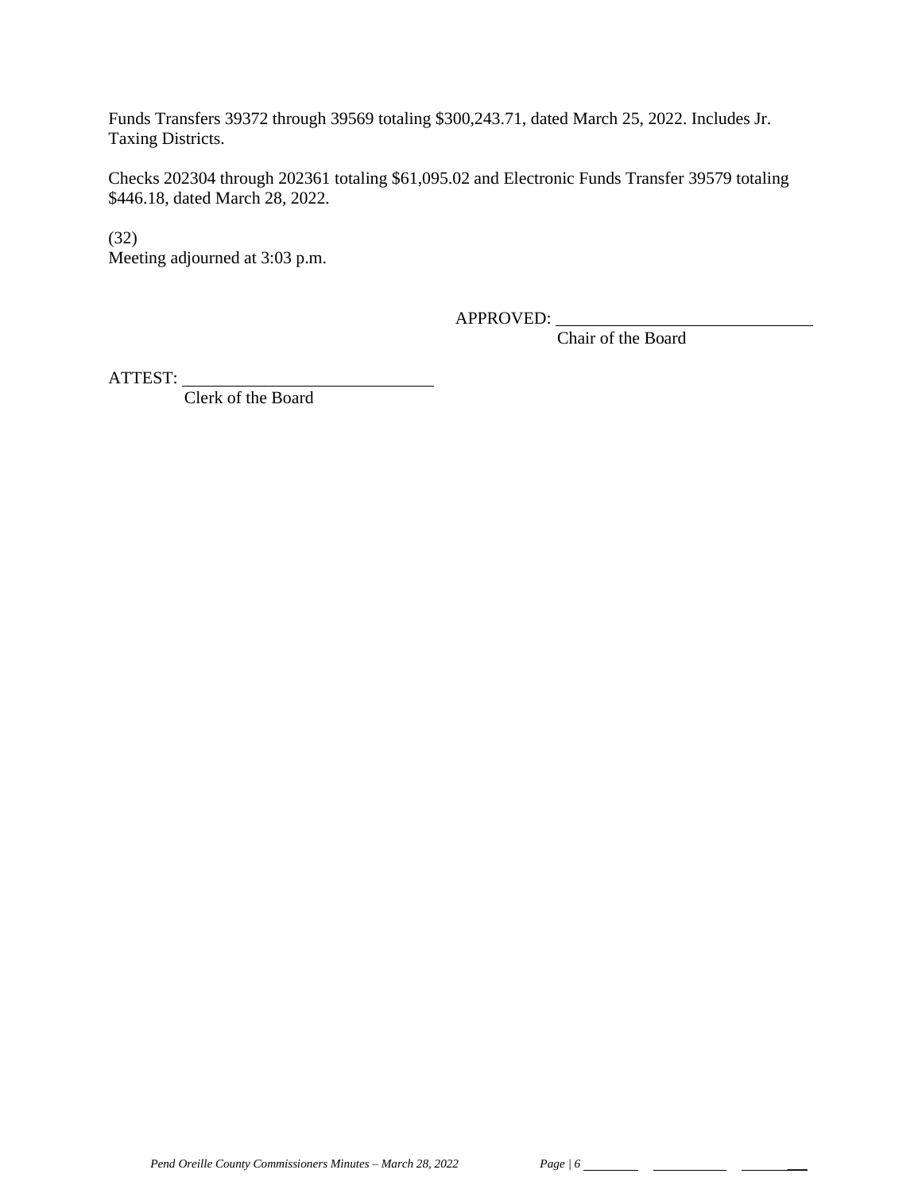Funds Transfers 39372 through 39569 totaling $300,243.71, dated March 25, 2022. Includes Jr. Taxing Districts.

Checks 202304 through 202361 totaling $61,095.02 and Electronic Funds Transfer 39579 totaling $446.18, dated March 28, 2022.

(32)
Meeting adjourned at 3:03 p.m.

APPROVED: ______________________________
Chair of the Board

ATTEST: ______________________________
Clerk of the Board